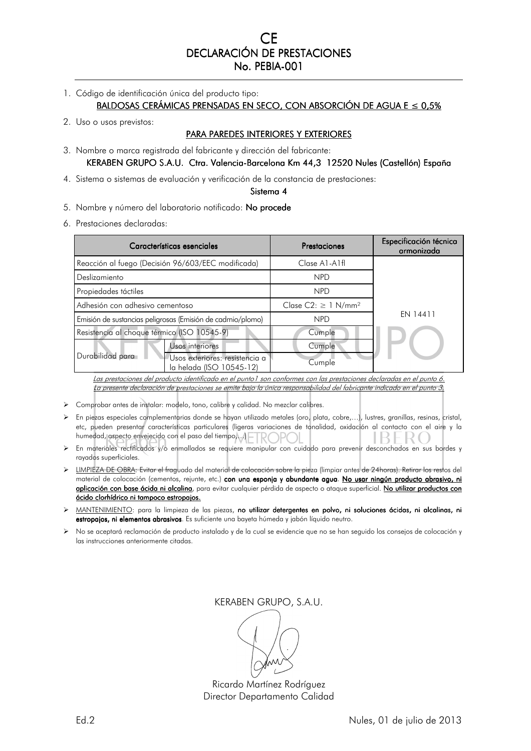# CE
# DECLARACIÓN DE PRESTACIONES
# No. PEBIA-001

1. Código de identificación única del producto tipo:
   **BALDOSAS CERÁMICAS PRENSADAS EN SECO, CON ABSORCIÓN DE AGUA E ≤ 0,5%**

2. Uso o usos previstos:
   **PARA PAREDES INTERIORES Y EXTERIORES**

3. Nombre o marca registrada del fabricante y dirección del fabricante:
   **KERABEN GRUPO S.A.U. Ctra. Valencia-Barcelona Km 44,3 12520 Nules (Castellón) España**

4. Sistema o sistemas de evaluación y verificación de la constancia de prestaciones:
   **Sistema 4**

5. Nombre y número del laboratorio notificado: **No procede**

6. Prestaciones declaradas:

| Características esenciales | | Prestaciones | Especificación técnica armonizada |
|---|---|---|---|
| Reacción al fuego (Decisión 96/603/EEC modificada) | | Clase A1-A1fl | EN 14411 |
| Deslizamiento | | NPD | |
| Propiedades táctiles | | NPD | |
| Adhesión con adhesivo cementoso | | Clase C2: ≥ 1 N/mm² | |
| Emisión de sustancias peligrosas (Emisión de cadmio/plomo) | | NPD | |
| Resistencia al choque térmico (ISO 10545-9) | | Cumple | |
| Durabilidad para | Usos interiores | Cumple | |
| | Usos exteriores: resistencia a la helada (ISO 10545-12) | Cumple | |

*Las prestaciones del producto identificado en el punto1 son conformes con las prestaciones declaradas en el punto 6.*
*La presente declaración de prestaciones se emite bajo la única responsabilidad del fabricante indicado en el punto 3.*

- Comprobar antes de instalar: modelo, tono, calibre y calidad. No mezclar calibres.
- En piezas especiales complementarias donde se hayan utilizado metales (oro, plata, cobre,…), lustres, granillas, resinas, cristal, etc, pueden presentar características particulares (ligeras variaciones de tonalidad, oxidación al contacto con el aire y la humedad, aspecto envejecido con el paso del tiempo,…).
- En materiales rectificados y/o enmallados se requiere manipular con cuidado para prevenir desconchados en sus bordes y rayados superficiales.
- LIMPIEZA DE OBRA: Evitar el fraguado del material de colocación sobre la pieza (limpiar antes de 24horas). Retirar los restos del material de colocación (cementos, rejunte, etc.) **con una esponja y abundante agua**. **No usar ningún producto abrasivo, ni aplicación con base ácida ni alcalina**, para evitar cualquier pérdida de aspecto o ataque superficial. **No utilizar productos con ácido clorhídrico ni tampoco estropajos.**
- MANTENIMIENTO: para la limpieza de las piezas, **no utilizar detergentes en polvo, ni soluciones ácidas, ni alcalinas, ni estropajos, ni elementos abrasivos**. Es suficiente una bayeta húmeda y jabón líquido neutro.
- No se aceptará reclamación de producto instalado y de la cual se evidencie que no se han seguido los consejos de colocación y las instrucciones anteriormente citadas.

KERABEN GRUPO, S.A.U.

Ricardo Martínez Rodríguez
Director Departamento Calidad

Ed.2

Nules, 01 de julio de 2013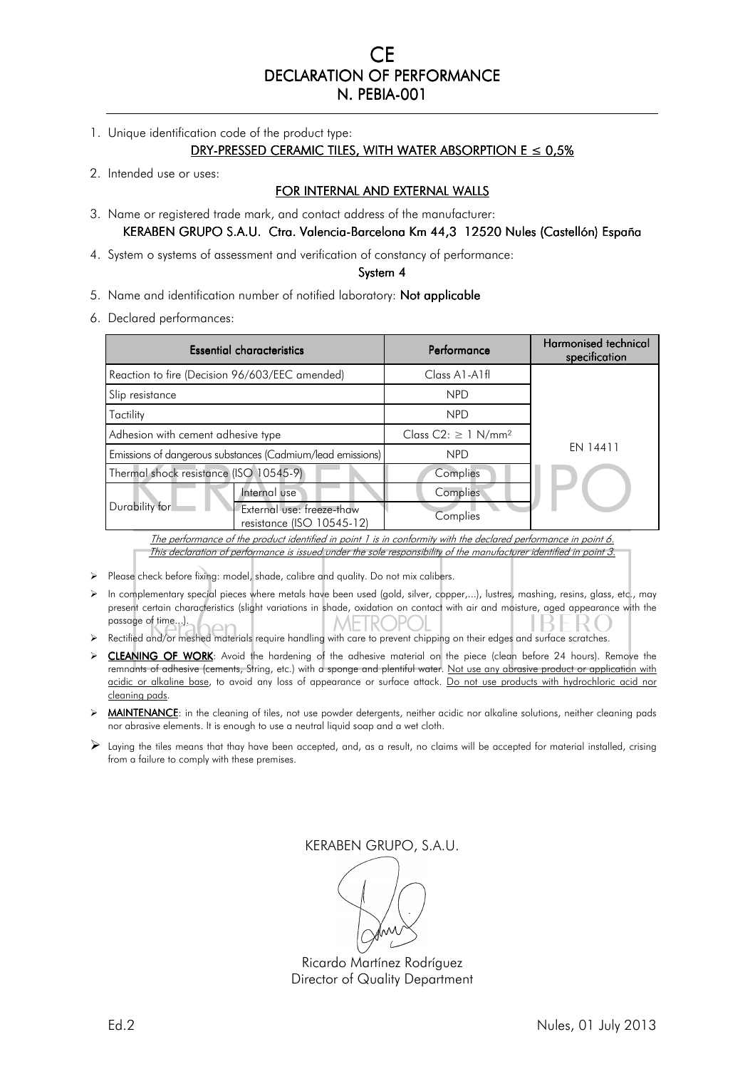# CE
# DECLARATION OF PERFORMANCE
# N. PEBIA-001

1. Unique identification code of the product type:

   **DRY-PRESSED CERAMIC TILES, WITH WATER ABSORPTION E ≤ 0,5%**

2. Intended use or uses:

   **FOR INTERNAL AND EXTERNAL WALLS**

3. Name or registered trade mark, and contact address of the manufacturer:

   **KERABEN GRUPO S.A.U. Ctra. Valencia-Barcelona Km 44,3 12520 Nules (Castellón) España**

4. System o systems of assessment and verification of constancy of performance:

   **System 4**

5. Name and identification number of notified laboratory: **Not applicable**

6. Declared performances:

| Essential characteristics | | Performance | Harmonised technical specification |
|---|---|---|---|
| Reaction to fire (Decision 96/603/EEC amended) | | Class A1-A1fl | EN 14411 |
| Slip resistance | | NPD | |
| Tactility | | NPD | |
| Adhesion with cement adhesive type | | Class C2: ≥ 1 N/mm² | |
| Emissions of dangerous substances (Cadmium/lead emissions) | | NPD | |
| Thermal shock resistance (ISO 10545-9) | | Complies | |
| Durability for | Internal use | Complies | |
| | External use: freeze-thaw resistance (ISO 10545-12) | Complies | |

*The performance of the product identified in point 1 is in conformity with the declared performance in point 6.*
*This declaration of performance is issued under the sole responsibility of the manufacturer identified in point 3.*

- Please check before fixing: model, shade, calibre and quality. Do not mix calibers.
- In complementary special pieces where metals have been used (gold, silver, copper,...), lustres, mashing, resins, glass, etc., may present certain characteristics (slight variations in shade, oxidation on contact with air and moisture, aged appearance with the passage of time...).
- Rectified and/or meshed materials require handling with care to prevent chipping on their edges and surface scratches.
- **CLEANING OF WORK**: Avoid the hardening of the adhesive material on the piece (clean before 24 hours). Remove the remnants of adhesive (cements, String, etc.) with a sponge and plentiful water. Not use any abrasive product or application with acidic or alkaline base, to avoid any loss of appearance or surface attack. Do not use products with hydrochloric acid nor cleaning pads.
- **MAINTENANCE**: in the cleaning of tiles, not use powder detergents, neither acidic nor alkaline solutions, neither cleaning pads nor abrasive elements. It is enough to use a neutral liquid soap and a wet cloth.
- Laying the tiles means that thay have been accepted, and, as a result, no claims will be accepted for material installed, crising from a failure to comply with these premises.

KERABEN GRUPO, S.A.U.

Ricardo Martínez Rodríguez
Director of Quality Department

Ed.2

Nules, 01 July 2013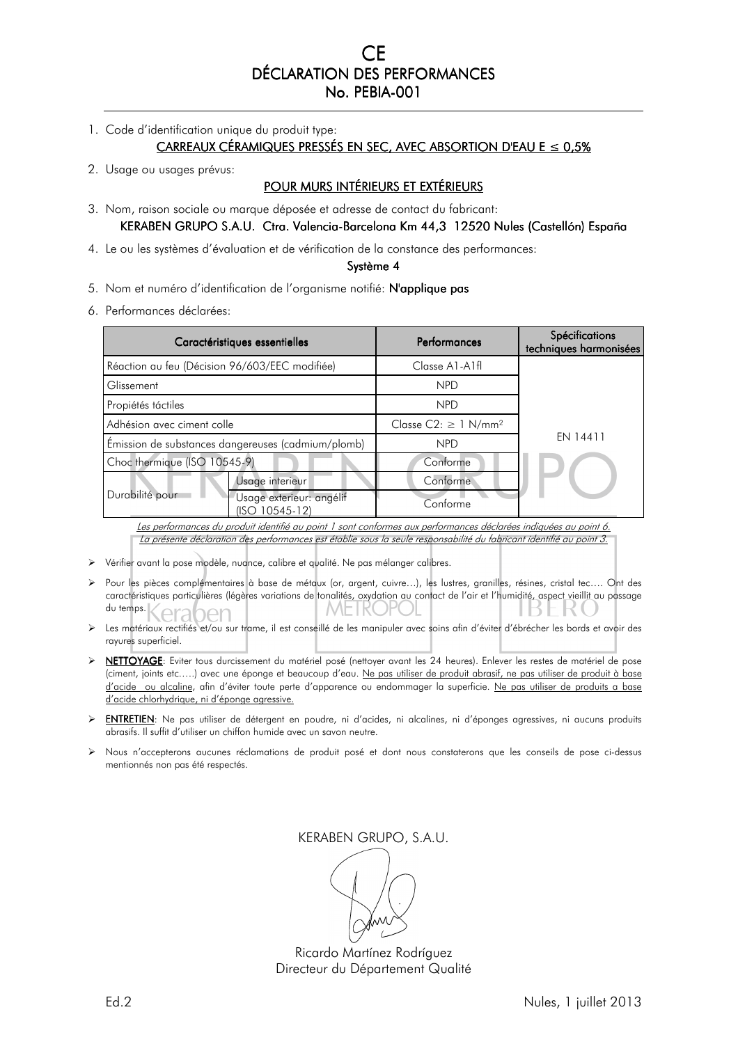# CE
# DÉCLARATION DES PERFORMANCES
## No. PEBIA-001

1. Code d'identification unique du produit type:
   <u>CARREAUX CÉRAMIQUES PRESSÉS EN SEC, AVEC ABSORTION D'EAU E ≤ 0,5%</u>
2. Usage ou usages prévus:
   <u>POUR MURS INTÉRIEURS ET EXTÉRIEURS</u>
3. Nom, raison sociale ou marque déposée et adresse de contact du fabricant:
   KERABEN GRUPO S.A.U. Ctra. Valencia-Barcelona Km 44,3 12520 Nules (Castellón) España
4. Le ou les systèmes d'évaluation et de vérification de la constance des performances:
   Système 4
5. Nom et numéro d'identification de l'organisme notifié: N'applique pas
6. Performances déclarées:

| Caractéristiques essentielles | | Performances | Spécifications techniques harmonisées |
|---|---|---|---|
| Réaction au feu (Décision 96/603/EEC modifiée) | | Classe A1-A1fl | EN 14411 |
| Glissement | | NPD | |
| Propiétés táctiles | | NPD | |
| Adhésion avec ciment colle | | Classe C2: ≥ 1 N/mm² | |
| Émission de substances dangereuses (cadmium/plomb) | | NPD | |
| Choc thermique (ISO 10545-9) | | Conforme | |
| Durabilité pour | Usage interieur | Conforme | |
| | Usage exterieur: angélif (ISO 10545-12) | Conforme | |

*<u>Les performances du produit identifié au point 1 sont conformes aux performances déclarées indiquées au point 6.</u>*
*<u>La présente déclaration des performances est établie sous la seule responsabilité du fabricant identifié au point 3.</u>*

- Vérifier avant la pose modèle, nuance, calibre et qualité. Ne pas mélanger calibres.
- Pour les pièces complémentaires à base de métaux (or, argent, cuivre…), les lustres, granilles, résines, cristal tec…. Ont des caractéristiques particulières (légères variations de tonalités, oxydation au contact de l'air et l'humidité, aspect vieillit au passage du temps.
- Les matériaux rectifiés et/ou sur trame, il est conseillé de les manipuler avec soins afin d'éviter d'ébrécher les bords et avoir des rayures superficiel.
- **<u>NETTOYAGE</u>**: Eviter tous durcissement du matériel posé (nettoyer avant les 24 heures). Enlever les restes de matériel de pose (ciment, joints etc…..) avec une éponge et beaucoup d'eau. <u>Ne pas utiliser de produit abrasif, ne pas utiliser de produit à base d'acide ou alcaline</u>, afin d'éviter toute perte d'apparence ou endommager la superficie. <u>Ne pas utiliser de produits a base d'acide chlorhydrique, ni d'éponge agressive.</u>
- **<u>ENTRETIEN</u>**: Ne pas utiliser de détergent en poudre, ni d'acides, ni alcalines, ni d'éponges agressives, ni aucuns produits abrasifs. Il suffit d'utiliser un chiffon humide avec un savon neutre.
- Nous n'accepterons aucunes réclamations de produit posé et dont nous constaterons que les conseils de pose ci-dessus mentionnés non pas été respectés.

KERABEN GRUPO, S.A.U.

Ricardo Martínez Rodríguez
Directeur du Département Qualité

Ed.2

Nules, 1 juillet 2013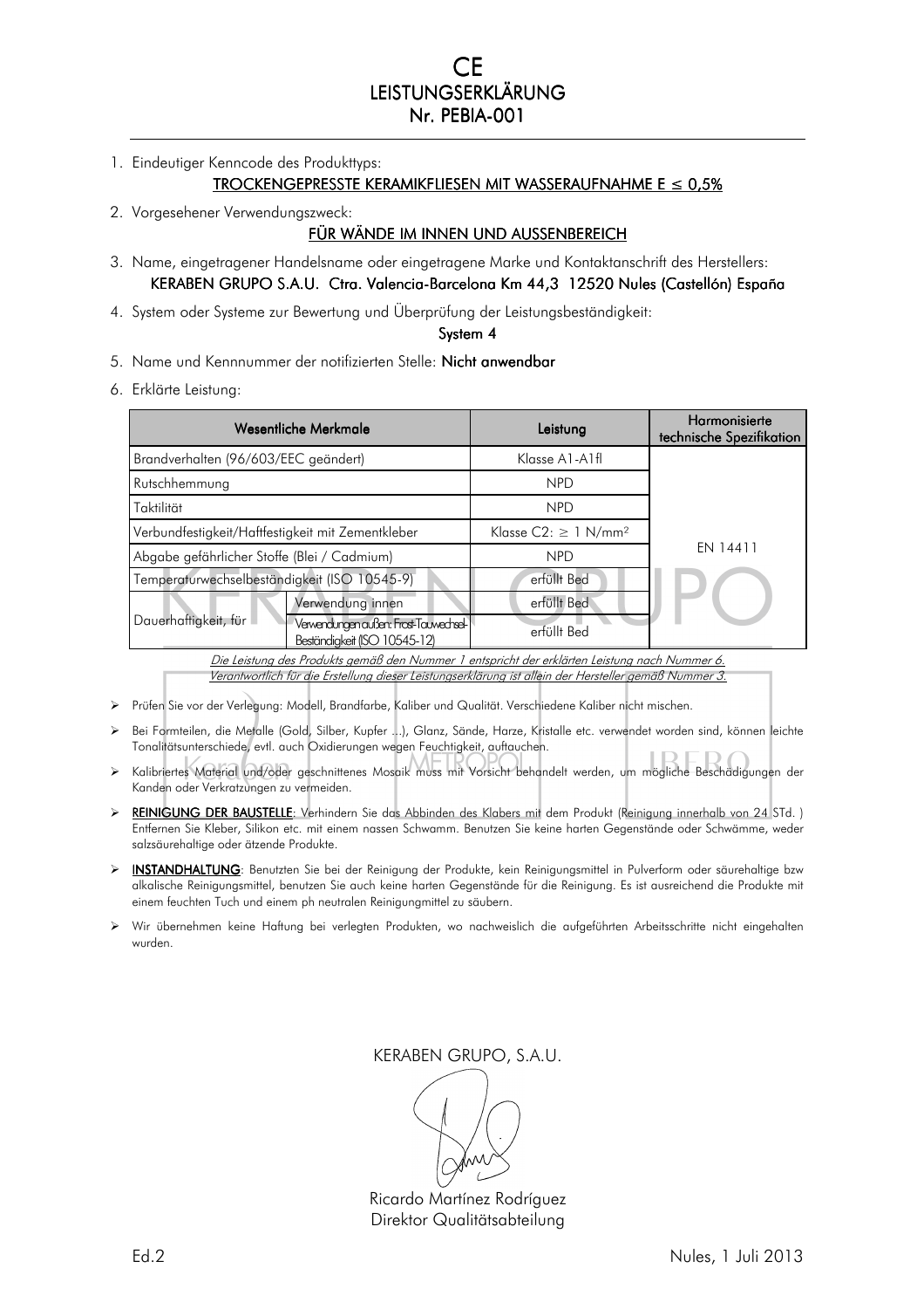# CE
# LEISTUNGSERKLÄRUNG
# Nr. PEBIA-001

1. Eindeutiger Kenncode des Produkttyps:
   **TROCKENGEPRESSTE KERAMIKFLIESEN MIT WASSERAUFNAHME E ≤ 0,5%**
2. Vorgesehener Verwendungszweck:
   **FÜR WÄNDE IM INNEN UND AUSSENBEREICH**
3. Name, eingetragener Handelsname oder eingetragene Marke und Kontaktanschrift des Herstellers:
   **KERABEN GRUPO S.A.U. Ctra. Valencia-Barcelona Km 44,3 12520 Nules (Castellón) España**
4. System oder Systeme zur Bewertung und Überprüfung der Leistungsbeständigkeit:
   **System 4**
5. Name und Kennnummer der notifizierten Stelle: **Nicht anwendbar**
6. Erklärte Leistung:

| Wesentliche Merkmale | | Leistung | Harmonisierte technische Spezifikation |
|---|---|---|---|
| Brandverhalten (96/603/EEC geändert) | | Klasse A1-A1fl | EN 14411 |
| Rutschhemmung | | NPD | |
| Taktilität | | NPD | |
| Verbundfestigkeit/Haftfestigkeit mit Zementkleber | | Klasse C2: ≥ 1 N/mm² | |
| Abgabe gefährlicher Stoffe (Blei / Cadmium) | | NPD | |
| Temperaturwechselbeständigkeit (ISO 10545-9) | | erfüllt Bed | |
| Dauerhaftigkeit, für | Verwendung innen | erfüllt Bed | |
| | Verwendungen außen: Frost-Tauwechsel-Beständigkeit (ISO 10545-12) | erfüllt Bed | |

*Die Leistung des Produkts gemäß den Nummer 1 entspricht der erklärten Leistung nach Nummer 6.*
*Verantwortlich für die Erstellung dieser Leistungserklärung ist allein der Hersteller gemäß Nummer 3.*

- Prüfen Sie vor der Verlegung: Modell, Brandfarbe, Kaliber und Qualität. Verschiedene Kaliber nicht mischen.
- Bei Formteilen, die Metalle (Gold, Silber, Kupfer ...), Glanz, Sände, Harze, Kristalle etc. verwendet worden sind, können leichte Tonalitätsunterschiede, evtl. auch Oxidierungen wegen Feuchtigkeit, auftauchen.
- Kalibriertes Material und/oder geschnittenes Mosaik muss mit Vorsicht behandelt werden, um mögliche Beschädigungen der Kanden oder Verkratzungen zu vermeiden.
- **REINIGUNG DER BAUSTELLE**: Verhindern Sie das Abbinden des Klabers mit dem Produkt (Reinigung innerhalb von 24 STd. ) Entfernen Sie Kleber, Silikon etc. mit einem nassen Schwamm. Benutzen Sie keine harten Gegenstände oder Schwämme, weder salzsäurehaltige oder ätzende Produkte.
- **INSTANDHALTUNG**: Benutzten Sie bei der Reinigung der Produkte, kein Reinigungsmittel in Pulverform oder säurehaltige bzw alkalische Reinigungsmittel, benutzen Sie auch keine harten Gegenstände für die Reinigung. Es ist ausreichend die Produkte mit einem feuchten Tuch und einem ph neutralen Reinigungmittel zu säubern.
- Wir übernehmen keine Haftung bei verlegten Produkten, wo nachweislich die aufgeführten Arbeitsschritte nicht eingehalten wurden.

KERABEN GRUPO, S.A.U.

Ricardo Martínez Rodríguez
Direktor Qualitätsabteilung

Ed.2

Nules, 1 Juli 2013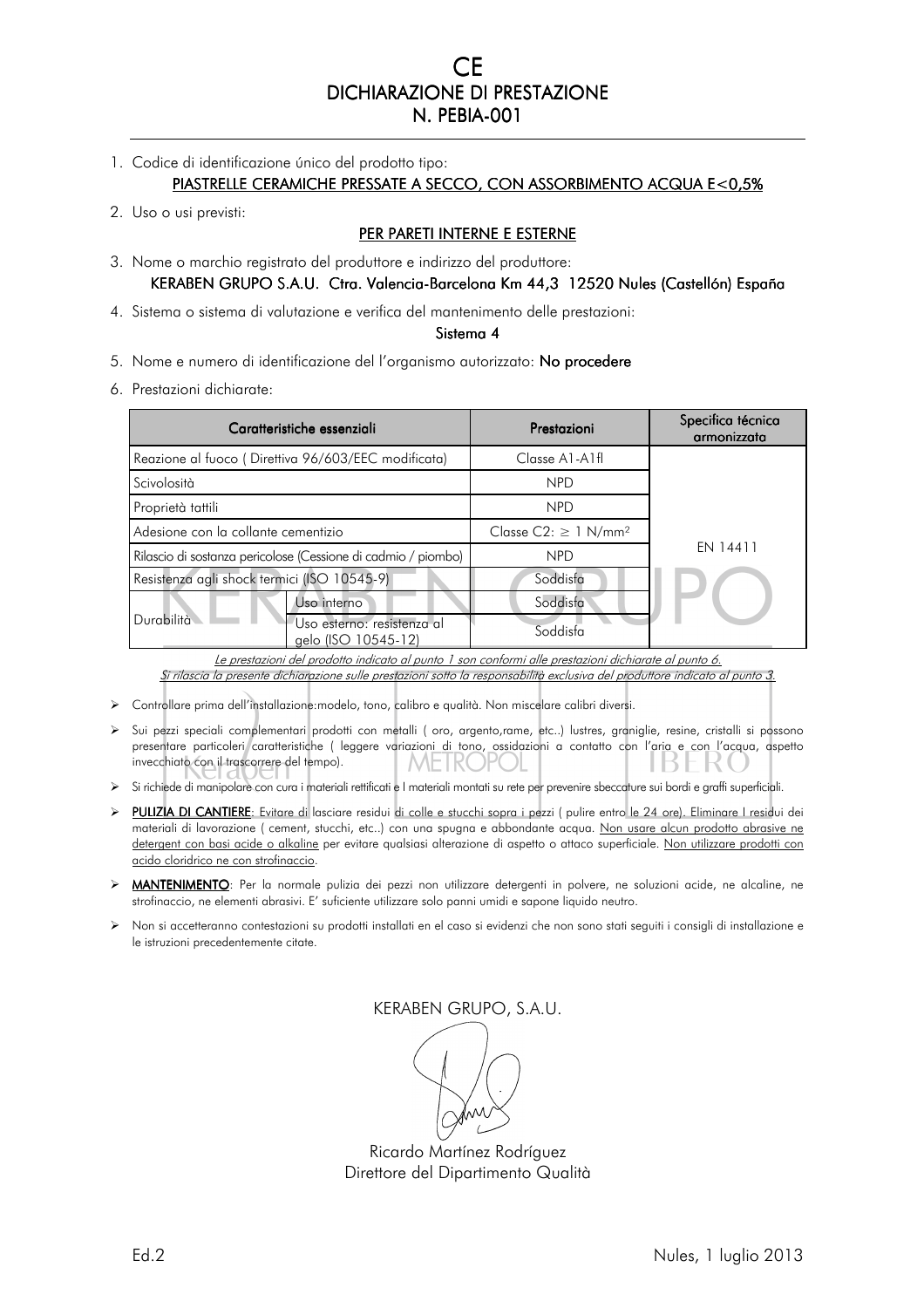# CE
# DICHIARAZIONE DI PRESTAZIONE
# N. PEBIA-001

1. Codice di identificazione único del prodotto tipo:

   **PIASTRELLE CERAMICHE PRESSATE A SECCO, CON ASSORBIMENTO ACQUA E<0,5%**

2. Uso o usi previsti:

   **PER PARETI INTERNE E ESTERNE**

3. Nome o marchio registrato del produttore e indirizzo del produttore:

   **KERABEN GRUPO S.A.U. Ctra. Valencia-Barcelona Km 44,3 12520 Nules (Castellón) España**

4. Sistema o sistema di valutazione e verifica del mantenimento delle prestazioni:

   **Sistema 4**

5. Nome e numero di identificazione del l'organismo autorizzato: **No procedere**

6. Prestazioni dichiarate:

| Caratteristiche essenziali | | Prestazioni | Specifica técnica armonizzata |
|---|---|---|---|
| Reazione al fuoco ( Direttiva 96/603/EEC modificata) | | Classe A1-A1fl | EN 14411 |
| Scivolosità | | NPD | |
| Proprietà tattili | | NPD | |
| Adesione con la collante cementizio | | Classe C2: ≥ 1 N/mm² | |
| Rilascio di sostanza pericolose (Cessione di cadmio / piombo) | | NPD | |
| Resistenza agli shock termici (ISO 10545-9) | | Soddisfa | |
| Durabilità | Uso interno | Soddisfa | |
| | Uso esterno: resistenza al gelo (ISO 10545-12) | Soddisfa | |

*Le prestazioni del prodotto indicato al punto 1 son conformi alle prestazioni dichiarate al punto 6.*
*Si rilascia la presente dichiarazione sulle prestazioni sotto la responsabilità exclusiva del produttore indicato al punto 3.*

- Controllare prima dell'installazione:modelo, tono, calibro e qualità. Non miscelare calibri diversi.
- Sui pezzi speciali complementari prodotti con metalli ( oro, argento,rame, etc..) lustres, graniglie, resine, cristalli si possono presentare particoleri caratteristiche ( leggere variazioni di tono, ossidazioni a contatto con l'aria e con l'acqua, aspetto invecchiato con il trascorrere del tempo).
- Si richiede di manipolare con cura i materiali rettificati e I materiali montati su rete per prevenire sbeccature sui bordi e graffi superficiali.
- **PULIZIA DI CANTIERE**: Evitare di lasciare residui di colle e stucchi sopra i pezzi ( pulire entro le 24 ore). Eliminare I residui dei materiali di lavorazione ( cement, stucchi, etc..) con una spugna e abbondante acqua. Non usare alcun prodotto abrasive ne detergent con basi acide o alkaline per evitare qualsiasi alterazione di aspetto o attaco superficiale. Non utilizzare prodotti con acido cloridrico ne con strofinaccio.
- **MANTENIMENTO**: Per la normale pulizia dei pezzi non utilizzare detergenti in polvere, ne soluzioni acide, ne alcaline, ne strofinaccio, ne elementi abrasivi. E' suficiente utilizzare solo panni umidi e sapone liquido neutro.
- Non si accetteranno contestazioni su prodotti installati en el caso si evidenzi che non sono stati seguiti i consigli di installazione e le istruzioni precedentemente citate.

KERABEN GRUPO, S.A.U.

Ricardo Martínez Rodríguez
Direttore del Dipartimento Qualità

Ed.2

Nules, 1 luglio 2013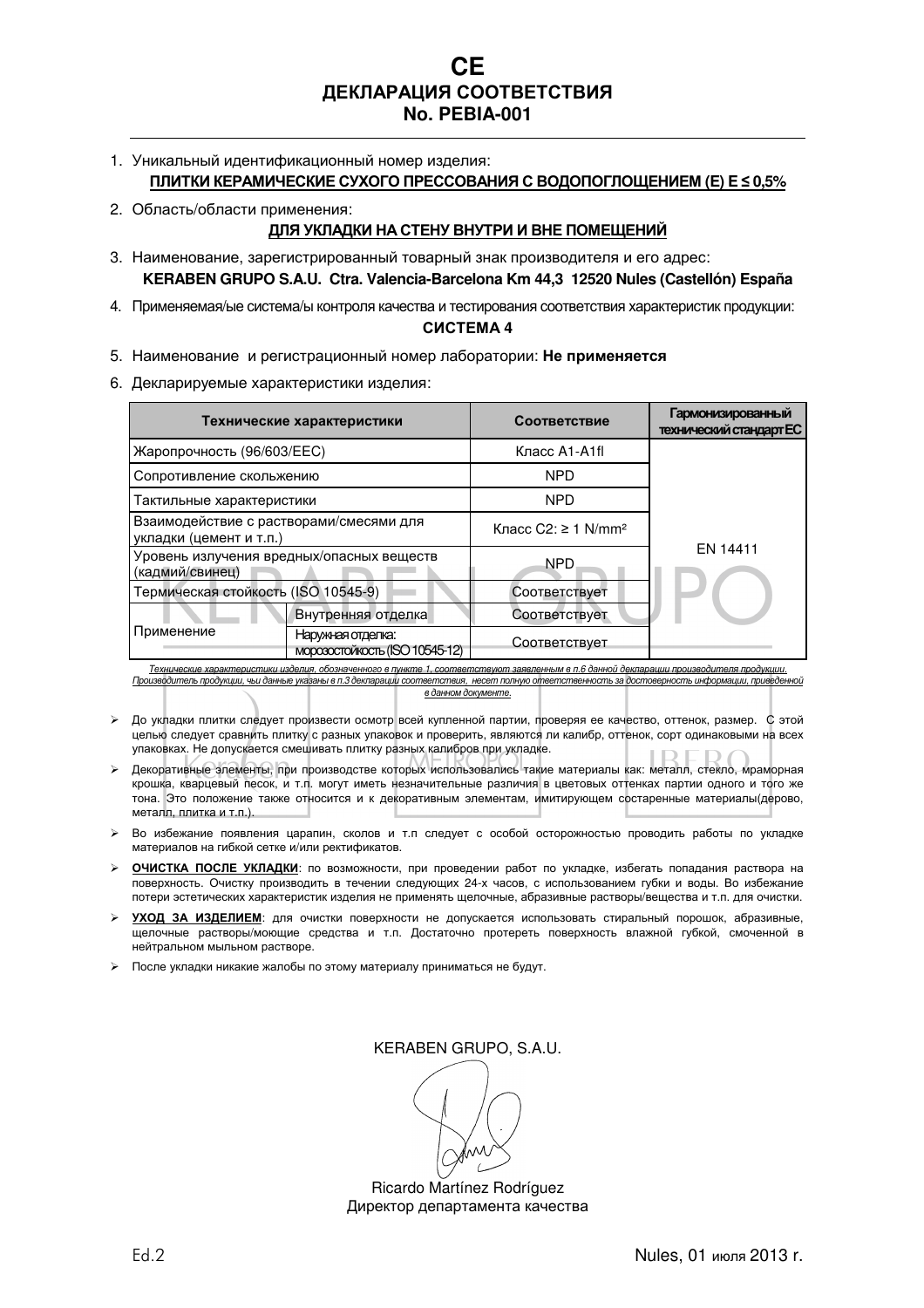# CE
# ДЕКЛАРАЦИЯ СООТВЕТСТВИЯ
# No. PEBIA-001

1. Уникальный идентификационный номер изделия:
   **ПЛИТКИ КЕРАМИЧЕСКИЕ СУХОГО ПРЕССОВАНИЯ С ВОДОПОГЛОЩЕНИЕМ (E) E ≤ 0,5%**
2. Область/области применения:
   **ДЛЯ УКЛАДКИ НА СТЕНУ ВНУТРИ И ВНЕ ПОМЕЩЕНИЙ**
3. Наименование, зарегистрированный товарный знак производителя и его адрес:
   **KERABEN GRUPO S.A.U. Ctra. Valencia-Barcelona Km 44,3 12520 Nules (Castellón) España**
4. Применяемая/ые система/ы контроля качества и тестирования соответствия характеристик продукции:
   **СИСТЕМА 4**
5. Наименование и регистрационный номер лаборатории: **Не применяется**
6. Декларируемые характеристики изделия:

| Технические характеристики | | Соответствие | Гармонизированный технический стандарт ЕС |
|---|---|---|---|
| Жаропрочность (96/603/EEC) | | Класс A1-A1fl | EN 14411 |
| Сопротивление скольжению | | NPD | |
| Тактильные характеристики | | NPD | |
| Взаимодействие с растворами/смесями для укладки (цемент и т.п.) | | Класс C2: ≥ 1 N/mm² | |
| Уровень излучения вредных/опасных веществ (кадмий/свинец) | | NPD | |
| Термическая стойкость (ISO 10545-9) | | Соответствует | |
| Применение | Внутренняя отделка | Соответствует | |
| | Наружная отделка: морозостойкость (ISO 10545-12) | Соответствует | |

*Технические характеристики изделия, обозначенного в пункте 1, соответствуют заявленным в п.6 данной декларации производителя продукции. Производитель продукции, чьи данные указаны в п.3 декларации соответствия, несет полную ответственность за достоверность информации, приведенной в данном документе.*

- До укладки плитки следует произвести осмотр всей купленной партии, проверяя ее качество, оттенок, размер. С этой целью следует сравнить плитку с разных упаковок и проверить, являются ли калибр, оттенок, сорт одинаковыми на всех упаковках. Не допускается смешивать плитку разных калибров при укладке.
- Декоративные элементы, при производстве которых использовались такие материалы как: металл, стекло, мраморная крошка, кварцевый песок, и т.п. могут иметь незначительные различия в цветовых оттенках партии одного и того же тона. Это положение также относится и к декоративным элементам, имитирующем состаренные материалы(дерево, металл, плитка и т.п.).
- Во избежание появления царапин, сколов и т.п следует с особой осторожностью проводить работы по укладке материалов на гибкой сетке и/или ректификатов.
- **ОЧИСТКА ПОСЛЕ УКЛАДКИ**: по возможности, при проведении работ по укладке, избегать попадания раствора на поверхность. Очистку производить в течении следующих 24-х часов, с использованием губки и воды. Во избежание потери эстетических характеристик изделия не применять щелочные, абразивные растворы/вещества и т.п. для очистки.
- **УХОД ЗА ИЗДЕЛИЕМ**: для очистки поверхности не допускается использовать стиральный порошок, абразивные, щелочные растворы/моющие средства и т.п. Достаточно протереть поверхность влажной губкой, смоченной в нейтральном мыльном растворе.
- После укладки никакие жалобы по этому материалу приниматься не будут.

KERABEN GRUPO, S.A.U.

Ricardo Martínez Rodríguez
Директор департамента качества

Ed.2

Nules, 01 июля 2013 г.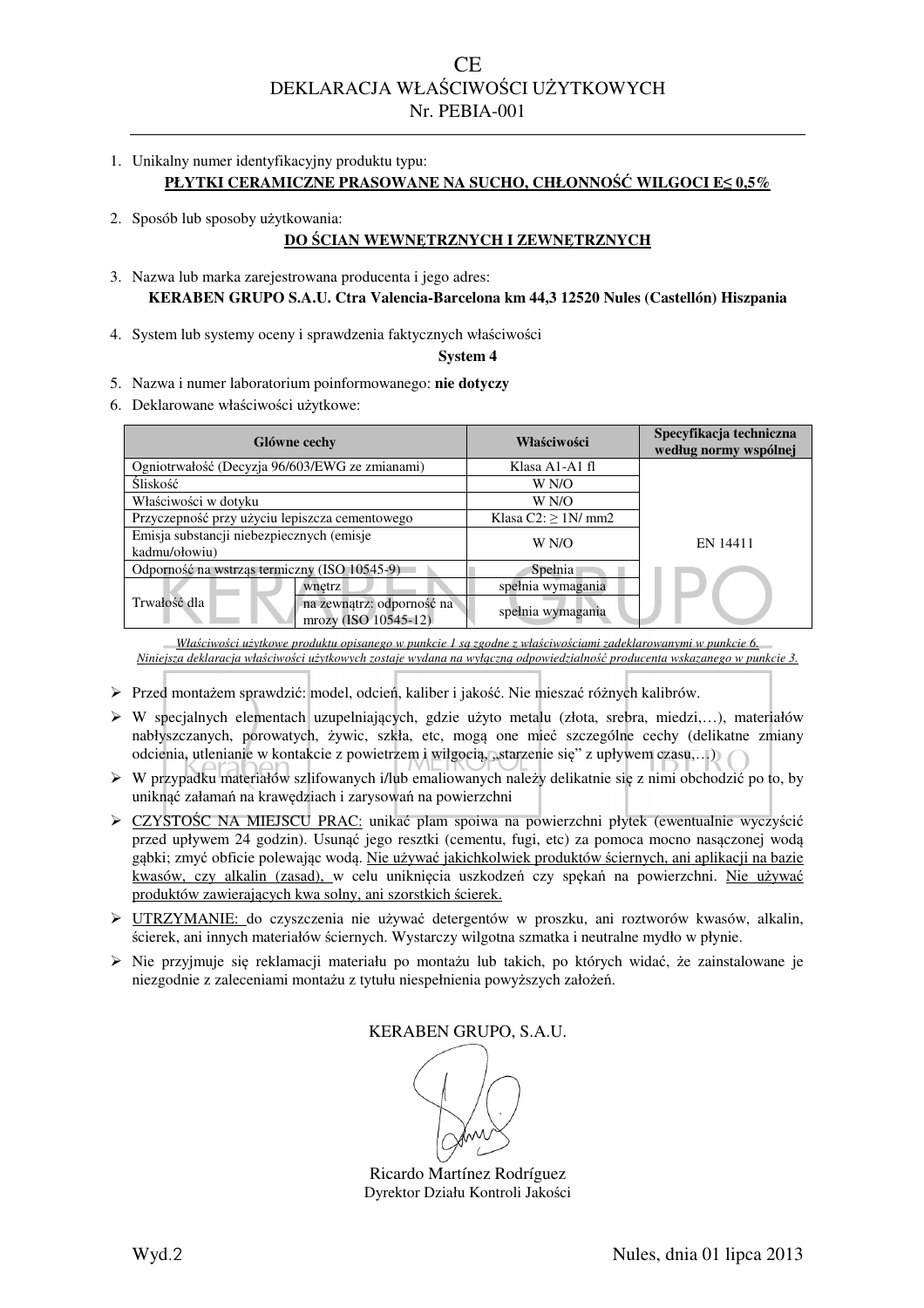# CE
## DEKLARACJA WŁAŚCIWOŚCI UŻYTKOWYCH
## Nr. PEBIA-001

1. Unikalny numer identyfikacyjny produktu typu:
   **PŁYTKI CERAMICZNE PRASOWANE NA SUCHO, CHŁONNOŚĆ WILGOCI E≤ 0,5%**

2. Sposób lub sposoby użytkowania:
   **DO ŚCIAN WEWNĘTRZNYCH I ZEWNĘTRZNYCH**

3. Nazwa lub marka zarejestrowana producenta i jego adres:
   **KERABEN GRUPO S.A.U. Ctra Valencia-Barcelona km 44,3 12520 Nules (Castellón) Hiszpania**

4. System lub systemy oceny i sprawdzenia faktycznych właściwości
   **System 4**

5. Nazwa i numer laboratorium poinformowanego: **nie dotyczy**

6. Deklarowane właściwości użytkowe:

| Główne cechy | | Właściwości | Specyfikacja techniczna według normy wspólnej |
|---|---|---|---|
| Ogniotrwałość (Decyzja 96/603/EWG ze zmianami) | | Klasa A1-A1 fl | EN 14411 |
| Śliskość | | W N/O | |
| Właściwości w dotyku | | W N/O | |
| Przyczepność przy użyciu lepiszcza cementowego | | Klasa C2: ≥ 1N/ mm2 | |
| Emisja substancji niebezpiecznych (emisje kadmu/ołowiu) | | W N/O | |
| Odporność na wstrząs termiczny (ISO 10545-9) | | Spełnia | |
| Trwałość dla | wnętrz | spełnia wymagania | |
| | na zewnątrz: odporność na mrozy (ISO 10545-12) | spełnia wymagania | |

*Właściwości użytkowe produktu opisanego w punkcie 1 są zgodne z właściwościami zadeklarowanymi w punkcie 6.*
*Niniejsza deklaracja właściwości użytkowych zostaje wydana na wyłączną odpowiedzialność producenta wskazanego w punkcie 3.*

- Przed montażem sprawdzić: model, odcień, kaliber i jakość. Nie mieszać różnych kalibrów.
- W specjalnych elementach uzupełniających, gdzie użyto metalu (złota, srebra, miedzi,…), materiałów nabłyszczanych, porowatych, żywic, szkła, etc, mogą one mieć szczególne cechy (delikatne zmiany odcienia, utlenianie w kontakcie z powietrzem i wilgocią, „starzenie się" z upływem czasu,…)
- W przypadku materiałów szlifowanych i/lub emaliowanych należy delikatnie się z nimi obchodzić po to, by uniknąć załamań na krawędziach i zarysowań na powierzchni
- CZYSTOŚC NA MIEJSCU PRAC: unikać plam spoiwa na powierzchni płytek (ewentualnie wyczyścić przed upływem 24 godzin). Usunąć jego resztki (cementu, fugi, etc) za pomoca mocno nasączonej wodą gąbki; zmyć obficie polewając wodą. Nie używać jakichkolwiek produktów ściernych, ani aplikacji na bazie kwasów, czy alkalin (zasad), w celu uniknięcia uszkodzeń czy spękań na powierzchni. Nie używać produktów zawierających kwa solny, ani szorstkich ścierek.
- UTRZYMANIE: do czyszczenia nie używać detergentów w proszku, ani roztworów kwasów, alkalin, ścierek, ani innych materiałów ściernych. Wystarczy wilgotna szmatka i neutralne mydło w płynie.
- Nie przyjmuje się reklamacji materiału po montażu lub takich, po których widać, że zainstalowane je niezgodnie z zaleceniami montażu z tytułu niespełnienia powyższych założeń.

KERABEN GRUPO, S.A.U.

Ricardo Martínez Rodríguez
Dyrektor Działu Kontroli Jakości

Wyd.2

Nules, dnia 01 lipca 2013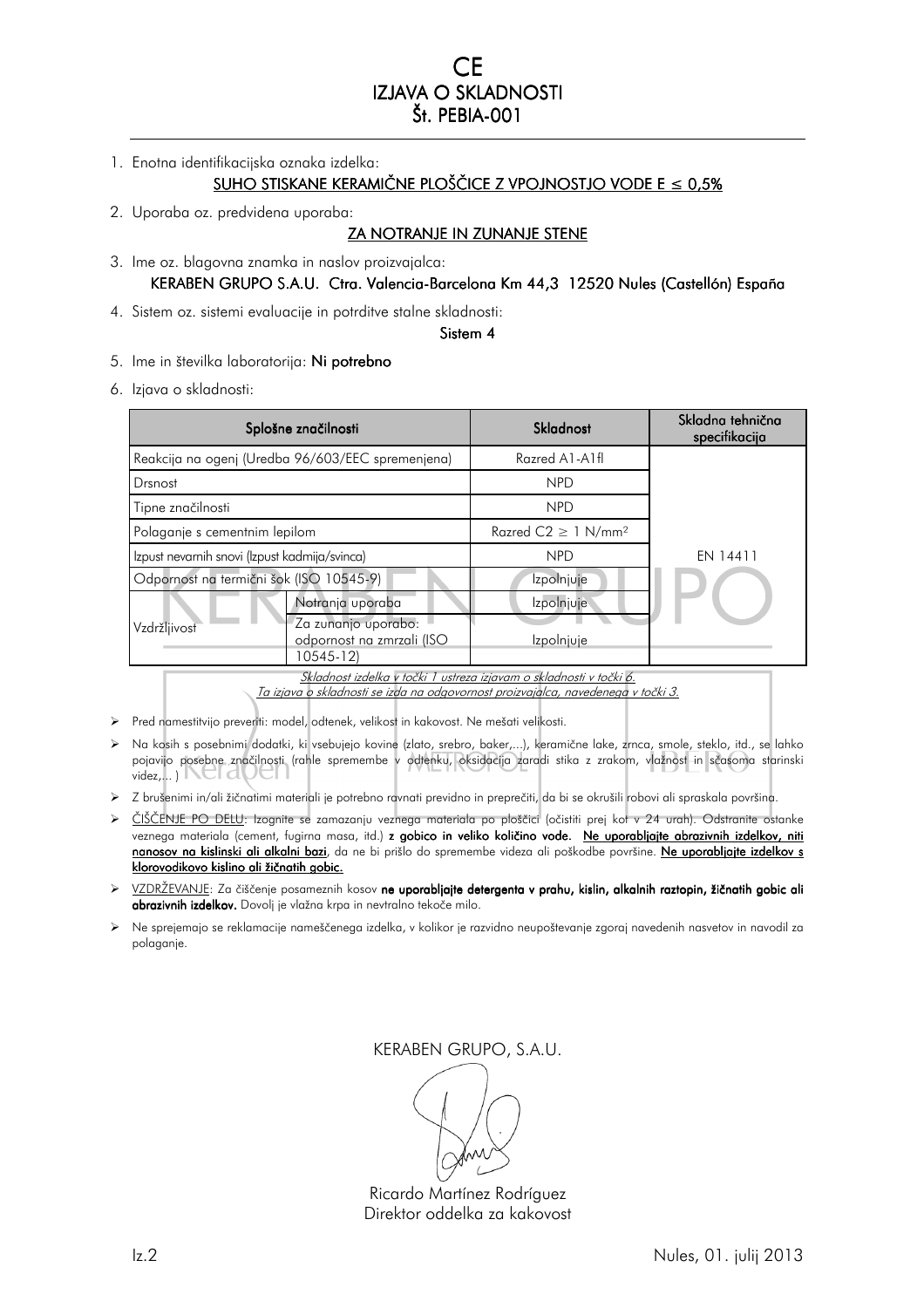# CE
# IZJAVA O SKLADNOSTI
# Št. PEBIA-001

1. Enotna identifikacijska oznaka izdelka:

   **SUHO STISKANE KERAMIČNE PLOŠČICE Z VPOJNOSTJO VODE E ≤ 0,5%**

2. Uporaba oz. predvidena uporaba:

   **ZA NOTRANJE IN ZUNANJE STENE**

3. Ime oz. blagovna znamka in naslov proizvajalca:

   KERABEN GRUPO S.A.U. Ctra. Valencia-Barcelona Km 44,3 12520 Nules (Castellón) España

4. Sistem oz. sistemi evaluacije in potrditve stalne skladnosti:

   Sistem 4

5. Ime in številka laboratorija: Ni potrebno

6. Izjava o skladnosti:

| Splošne značilnosti | | Skladnost | Skladna tehnična specifikacija |
|---|---|---|---|
| Reakcija na ogenj (Uredba 96/603/EEC spremenjena) | | Razred A1-A1fl | EN 14411 |
| Drsnost | | NPD | |
| Tipne značilnosti | | NPD | |
| Polaganje s cementnim lepilom | | Razred C2 ≥ 1 N/mm² | |
| Izpust nevarnih snovi (Izpust kadmija/svinca) | | NPD | |
| Odpornost na termični šok (ISO 10545-9) | | Izpolnjuje | |
| Vzdržljivost | Notranja uporaba | Izpolnjuje | |
| | Za zunanjo uporabo: odpornost na zmrzali (ISO 10545-12) | Izpolnjuje | |

*Skladnost izdelka v točki 1 ustreza izjavam o skladnosti v točki 6.*
*Ta izjava o skladnosti se izda na odgovornost proizvajalca, navedenega v točki 3.*

- Pred namestitvijo preveriti: model, odtenek, velikost in kakovost. Ne mešati velikosti.
- Na kosih s posebnimi dodatki, ki vsebujejo kovine (zlato, srebro, baker,...), keramične lake, zrnca, smole, steklo, itd., se lahko pojavijo posebne značilnosti (rahle spremembe v odtenku, oksidacija zaradi stika z zrakom, vlažnost in sčasoma starinski videz,... )
- Z brušenimi in/ali žičnatimi materiali je potrebno ravnati previdno in preprečiti, da bi se okrušili robovi ali spraskala površina.
- ČIŠČENJE PO DELU: Izognite se zamazanju veznega materiala po ploščici (očistiti prej kot v 24 urah). Odstranite ostanke veznega materiala (cement, fugirna masa, itd.) **z gobico in veliko količino vode**. **Ne uporabljajte abrazivnih izdelkov, niti nanosov na kislinski ali alkalni bazi**, da ne bi prišlo do spremembe videza ali poškodbe površine. **Ne uporabljajte izdelkov s klorovodikovo kislino ali žičnatih gobic.**
- VZDRŽEVANJE: Za čiščenje posameznih kosov **ne uporabljajte detergenta v prahu, kislin, alkalnih raztopin, žičnatih gobic ali abrazivnih izdelkov.** Dovolj je vlažna krpa in nevtralno tekoče milo.
- Ne sprejemajo se reklamacije nameščenega izdelka, v kolikor je razvidno neupoštevanje zgoraj navedenih nasvetov in navodil za polaganje.

KERABEN GRUPO, S.A.U.

Ricardo Martínez Rodríguez
Direktor oddelka za kakovost

Iz.2

Nules, 01. julij 2013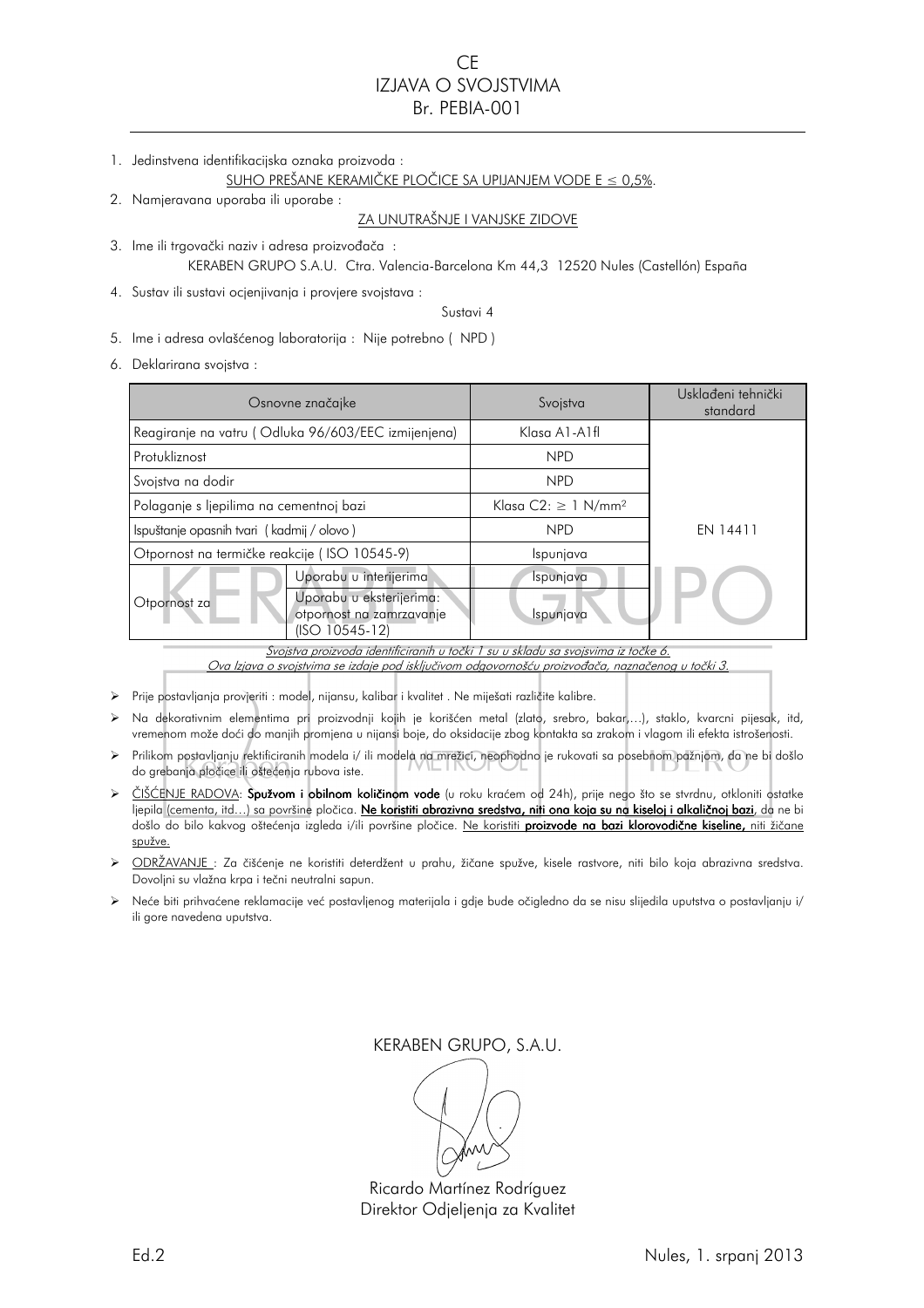# CE
# IZJAVA O SVOJSTVIMA
# Br. PEBIA-001

1. Jedinstvena identifikacijska oznaka proizvoda :

   SUHO PREŠANE KERAMIČKE PLOČICE SA UPIJANJEM VODE E ≤ 0,5%.

2. Namjeravana uporaba ili uporabe :

   ZA UNUTRAŠNJE I VANJSKE ZIDOVE

3. Ime ili trgovački naziv i adresa proizvođača :

   KERABEN GRUPO S.A.U. Ctra. Valencia-Barcelona Km 44,3 12520 Nules (Castellón) España

4. Sustav ili sustavi ocjenjivanja i provjere svojstava :

   Sustavi 4

5. Ime i adresa ovlašćenog laboratorija : Nije potrebno ( NPD )

6. Deklarirana svojstva :

| Osnovne značajke | | Svojstva | Usklađeni tehnički standard |
|---|---|---|---|
| Reagiranje na vatru ( Odluka 96/603/EEC izmijenjena) | | Klasa A1-A1fl | EN 14411 |
| Protukliznost | | NPD | |
| Svojstva na dodir | | NPD | |
| Polaganje s ljepilima na cementnoj bazi | | Klasa C2: ≥ 1 N/mm² | |
| Ispuštanje opasnih tvari ( kadmij / olovo ) | | NPD | |
| Otpornost na termičke reakcije ( ISO 10545-9) | | Ispunjava | |
| Otpornost za | Uporabu u interijerima | Ispunjava | |
| | Uporabu u eksterijerima: otpornost na zamrzavanje (ISO 10545-12) | Ispunjava | |

*Svojstva proizvoda identificiranih u točki 1 su u skladu sa svojstvima iz točke 6.*
*Ova Izjava o svojstvima se izdaje pod isključivom odgovornošću proizvođača, naznačenog u točki 3.*

- Prije postavljanja provjeriti : model, nijansu, kalibar i kvalitet . Ne miješati različite kalibre.
- Na dekorativnim elementima pri proizvodnji kojih je korišćen metal (zlato, srebro, bakar,…), staklo, kvarcni pijesak, itd, vremenom može doći do manjih promjena u nijansi boje, do oksidacije zbog kontakta sa zrakom i vlagom ili efekta istrošenosti.
- Prilikom postavljanju rektificiranih modela i/ ili modela na mrežici, neophodno je rukovati sa posebnom pažnjom, da ne bi došlo do grebanja pločice ili oštećenja rubova iste.
- ČIŠĆENJE RADOVA: **Spužvom i obilnom količinom vode** (u roku kraćem od 24h), prije nego što se stvrdnu, otkloniti ostatke ljepila (cementa, itd…) sa površine pločica. **Ne koristiti abrazivna sredstva, niti ona koja su na kiseloj i alkaličnoj bazi**, da ne bi došlo do bilo kakvog oštećenja izgleda i/ili površine pločice. Ne koristiti **proizvode na bazi klorovodične kiseline,** niti žičane spužve.
- ODRŽAVANJE : Za čišćenje ne koristiti deterdžent u prahu, žičane spužve, kisele rastvore, niti bilo koja abrazivna sredstva. Dovoljni su vlažna krpa i tečni neutralni sapun.
- Neće biti prihvaćene reklamacije već postavljenog materijala i gdje bude očigledno da se nisu slijedila uputstva o postavljanju i/ ili gore navedena uputstva.

KERABEN GRUPO, S.A.U.

Ricardo Martínez Rodríguez
Direktor Odjeljenja za Kvalitet

Ed.2

Nules, 1. srpanj 2013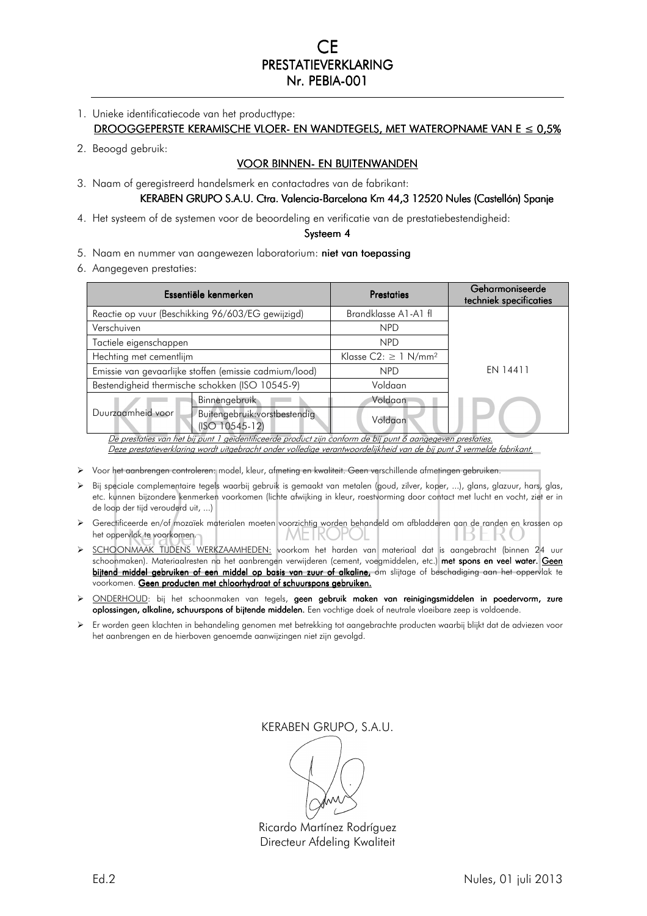# CE
# PRESTATIEVERKLARING
# Nr. PEBIA-001

1. Unieke identificatiecode van het producttype:
   **DROOGGEPERSTE KERAMISCHE VLOER- EN WANDTEGELS, MET WATEROPNAME VAN E ≤ 0,5%**
2. Beoogd gebruik:
   **VOOR BINNEN- EN BUITENWANDEN**
3. Naam of geregistreerd handelsmerk en contactadres van de fabrikant:
   **KERABEN GRUPO S.A.U. Ctra. Valencia-Barcelona Km 44,3 12520 Nules (Castellón) Spanje**
4. Het systeem of de systemen voor de beoordeling en verificatie van de prestatiebestendigheid:
   **Systeem 4**
5. Naam en nummer van aangewezen laboratorium: **niet van toepassing**
6. Aangegeven prestaties:

| Essentiële kenmerken | | Prestaties | Geharmoniseerde techniek specificaties |
|---|---|---|---|
| Reactie op vuur (Beschikking 96/603/EG gewijzigd) | | Brandklasse A1-A1 fl | EN 14411 |
| Verschuiven | | NPD | |
| Tactiele eigenschappen | | NPD | |
| Hechting met cementlijm | | Klasse C2: ≥ 1 N/mm² | |
| Emissie van gevaarlijke stoffen (emissie cadmium/lood) | | NPD | |
| Bestendigheid thermische schokken (ISO 10545-9) | | Voldaan | |
| Duurzaamheid voor | Binnengebruik | Voldaan | |
| | Buitengebruik:vorstbestendig (ISO 10545-12) | Voldaan | |

*De prestaties van het bij punt 1 geïdentificeerde product zijn conform de bij punt 6 aangegeven prestaties.*
*Deze prestatieverklaring wordt uitgebracht onder volledige verantwoordelijkheid van de bij punt 3 vermelde fabrikant.*

- Voor het aanbrengen controleren: model, kleur, afmeting en kwaliteit. Geen verschillende afmetingen gebruiken.
- Bij speciale complementaire tegels waarbij gebruik is gemaakt van metalen (goud, zilver, koper, ...), glans, glazuur, hars, glas, etc. kunnen bijzondere kenmerken voorkomen (lichte afwijking in kleur, roestvorming door contact met lucht en vocht, ziet er in de loop der tijd verouderd uit, ...)
- Gerectificeerde en/of mozaïek materialen moeten voorzichtig worden behandeld om afbladderen aan de randen en krassen op het oppervlak te voorkomen.
- SCHOONMAAK TIJDENS WERKZAAMHEDEN: voorkom het harden van materiaal dat is aangebracht (binnen 24 uur schoonmaken). Materiaalresten na het aanbrengen verwijderen (cement, voegmiddelen, etc.) **met spons en veel water. Geen bijtend middel gebruiken of een middel op basis van zuur of alkaline,** om slijtage of beschadiging aan het oppervlak te voorkomen. **Geen producten met chloorhydraat of schuurspons gebruiken.**
- ONDERHOUD: bij het schoonmaken van tegels, **geen gebruik maken van reinigingsmiddelen in poedervorm, zure oplossingen, alkaline, schuurspons of bijtende middelen.** Een vochtige doek of neutrale vloeibare zeep is voldoende.
- Er worden geen klachten in behandeling genomen met betrekking tot aangebrachte producten waarbij blijkt dat de adviezen voor het aanbrengen en de hierboven genoemde aanwijzingen niet zijn gevolgd.

KERABEN GRUPO, S.A.U.

Ricardo Martínez Rodríguez
Directeur Afdeling Kwaliteit

Ed.2

Nules, 01 juli 2013